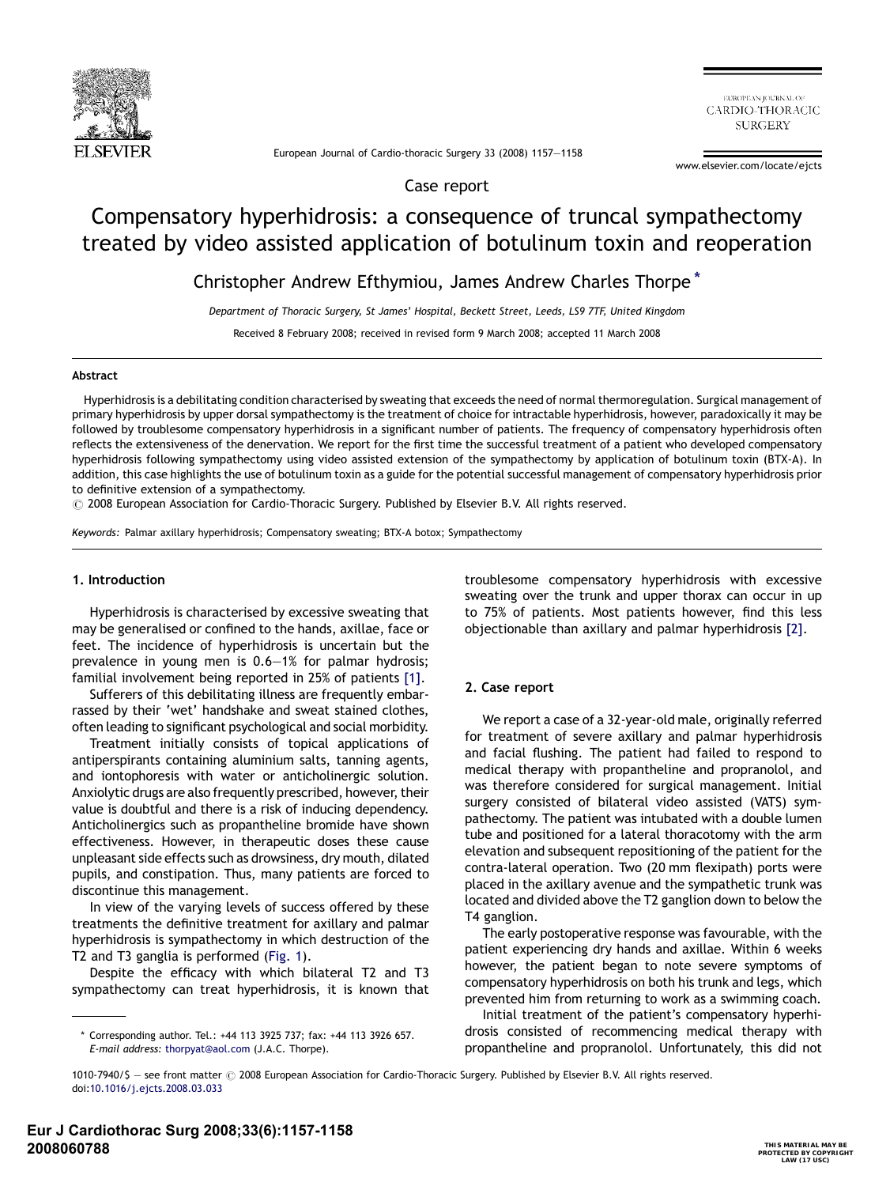Case report

# Compensatory hyperhidrosis: a consequence of truncal sympathectomy treated by video assisted application of botulinum toxin and reoperation

Christopher Andrew Efthymiou, James Andrew Charles Thorpe *

*Department of Thoracic Surgery, St James' Hospital, Beckett Street, Leeds, LS9 7TF, United Kingdom*

Received 8 February 2008; received in revised form 9 March 2008; accepted 11 March 2008

## Abstract

Hyperhidrosis is a debilitating condition characterised by sweating that exceeds the need of normal thermoregulation. Surgical management of primary hyperhidrosis by upper dorsal sympathectomy is the treatment of choice for intractable hyperhidrosis, however, paradoxically it may be followed by troublesome compensatory hyperhidrosis in a significant number of patients. The frequency of compensatory hyperhidrosis often reflects the extensiveness of the denervation. We report for the first time the successful treatment of a patient who developed compensatory hyperhidrosis following sympathectomy using video assisted extension of the sympathectomy by application of botulinum toxin (BTX-A). In addition, this case highlights the use of botulinum toxin as a guide for the potential successful management of compensatory hyperhidrosis prior to definitive extension of a sympathectomy.

© 2008 European Association for Cardio-Thoracic Surgery. Published by Elsevier B.V. All rights reserved.

*Keywords:* Palmar axillary hyperhidrosis; Compensatory sweating; BTX-A botox; Sympathectomy

## 1. Introduction

Hyperhidrosis is characterised by excessive sweating that may be generalised or confined to the hands, axillae, face or feet. The incidence of hyperhidrosis is uncertain but the prevalence in young men is 0.6–1% for palmar hydrosis; familial involvement being reported in 25% of patients [1].

Sufferers of this debilitating illness are frequently embarrassed by their 'wet' handshake and sweat stained clothes, often leading to significant psychological and social morbidity.

Treatment initially consists of topical applications of antiperspirants containing aluminium salts, tanning agents, and iontophoresis with water or anticholinergic solution. Anxiolytic drugs are also frequently prescribed, however, their value is doubtful and there is a risk of inducing dependency. Anticholinergics such as propantheline bromide have shown effectiveness. However, in therapeutic doses these cause unpleasant side effects such as drowsiness, dry mouth, dilated pupils, and constipation. Thus, many patients are forced to discontinue this management.

In view of the varying levels of success offered by these treatments the definitive treatment for axillary and palmar hyperhidrosis is sympathectomy in which destruction of the T2 and T3 ganglia is performed (Fig. 1).

Despite the efficacy with which bilateral T2 and T3 sympathectomy can treat hyperhidrosis, it is known that troublesome compensatory hyperhidrosis with excessive sweating over the trunk and upper thorax can occur in up to 75% of patients. Most patients however, find this less objectionable than axillary and palmar hyperhidrosis [2].

## 2. Case report

We report a case of a 32-year-old male, originally referred for treatment of severe axillary and palmar hyperhidrosis and facial flushing. The patient had failed to respond to medical therapy with propantheline and propranolol, and was therefore considered for surgical management. Initial surgery consisted of bilateral video assisted (VATS) sympathectomy. The patient was intubated with a double lumen tube and positioned for a lateral thoracotomy with the arm elevation and subsequent repositioning of the patient for the contra-lateral operation. Two (20 mm flexipath) ports were placed in the axillary avenue and the sympathetic trunk was located and divided above the T2 ganglion down to below the T4 ganglion.

The early postoperative response was favourable, with the patient experiencing dry hands and axillae. Within 6 weeks however, the patient began to note severe symptoms of compensatory hyperhidrosis on both his trunk and legs, which prevented him from returning to work as a swimming coach.

Initial treatment of the patient's compensatory hyperhidrosis consisted of recommencing medical therapy with propantheline and propranolol. Unfortunately, this did not

* Corresponding author. Tel.: +44 113 3925 737; fax: +44 113 3926 657. *E-mail address:* thorpyat@aol.com (J.A.C. Thorpe).

1010-7940/$ — see front matter © 2008 European Association for Cardio-Thoracic Surgery. Published by Elsevier B.V. All rights reserved. doi:10.1016/j.ejcts.2008.03.033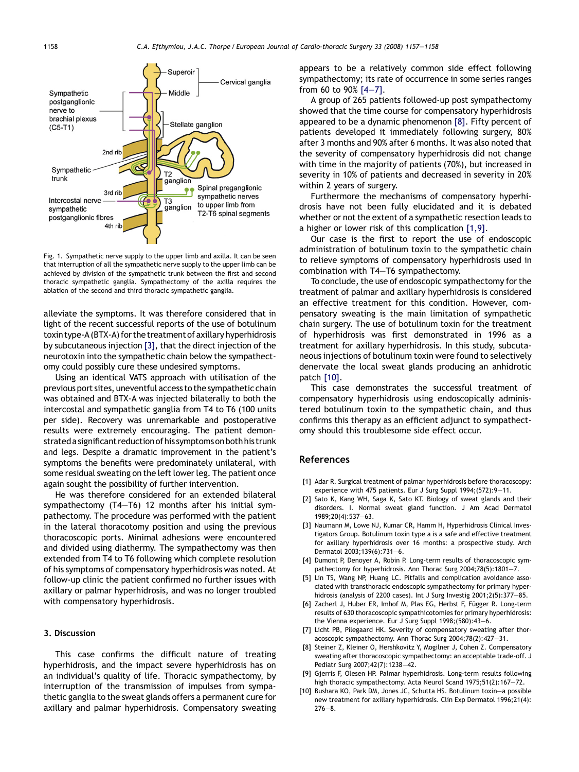Superoir

Middle

Cervical ganglia

Sympathetic postganglionic nerve to brachial plexus (C5-T1)

Stellate ganglion

2nd rib

Sympathetic trunk

T2 ganglion

3rd rib

Intercostal nerve sympathetic postganglionic fibres

T3 ganglion

Spinal preganglionic sympathetic nerves to upper limb from T2-T6 spinal segments

4th rib

Fig. 1. Sympathetic nerve supply to the upper limb and axilla. It can be seen that interruption of all the sympathetic nerve supply to the upper limb can be achieved by division of the sympathetic trunk between the first and second thoracic sympathetic ganglia. Sympathectomy of the axilla requires the ablation of the second and third thoracic sympathetic ganglia.

alleviate the symptoms. It was therefore considered that in light of the recent successful reports of the use of botulinum toxin type-A (BTX-A) for the treatment of axillary hyperhidrosis by subcutaneous injection [3], that the direct injection of the neurotoxin into the sympathetic chain below the sympathectomy could possibly cure these undesired symptoms.

Using an identical VATS approach with utilisation of the previous port sites, uneventful access to the sympathetic chain was obtained and BTX-A was injected bilaterally to both the intercostal and sympathetic ganglia from T4 to T6 (100 units per side). Recovery was unremarkable and postoperative results were extremely encouraging. The patient demonstrated a significant reduction of his symptoms on both his trunk and legs. Despite a dramatic improvement in the patient's symptoms the benefits were predominately unilateral, with some residual sweating on the left lower leg. The patient once again sought the possibility of further intervention.

He was therefore considered for an extended bilateral sympathectomy (T4–T6) 12 months after his initial sympathectomy. The procedure was performed with the patient in the lateral thoracotomy position and using the previous thoracoscopic ports. Minimal adhesions were encountered and divided using diathermy. The sympathectomy was then extended from T4 to T6 following which complete resolution of his symptoms of compensatory hyperhidrosis was noted. At follow-up clinic the patient confirmed no further issues with axillary or palmar hyperhidrosis, and was no longer troubled with compensatory hyperhidrosis.

## 3. Discussion

This case confirms the difficult nature of treating hyperhidrosis, and the impact severe hyperhidrosis has on an individual's quality of life. Thoracic sympathectomy, by interruption of the transmission of impulses from sympathetic ganglia to the sweat glands offers a permanent cure for axillary and palmar hyperhidrosis. Compensatory sweating appears to be a relatively common side effect following sympathectomy; its rate of occurrence in some series ranges from 60 to 90% [4–7].

A group of 265 patients followed-up post sympathectomy showed that the time course for compensatory hyperhidrosis appeared to be a dynamic phenomenon [8]. Fifty percent of patients developed it immediately following surgery, 80% after 3 months and 90% after 6 months. It was also noted that the severity of compensatory hyperhidrosis did not change with time in the majority of patients (70%), but increased in severity in 10% of patients and decreased in severity in 20% within 2 years of surgery.

Furthermore the mechanisms of compensatory hyperhidrosis have not been fully elucidated and it is debated whether or not the extent of a sympathetic resection leads to a higher or lower risk of this complication [1,9].

Our case is the first to report the use of endoscopic administration of botulinum toxin to the sympathetic chain to relieve symptoms of compensatory hyperhidrosis used in combination with T4–T6 sympathectomy.

To conclude, the use of endoscopic sympathectomy for the treatment of palmar and axillary hyperhidrosis is considered an effective treatment for this condition. However, compensatory sweating is the main limitation of sympathetic chain surgery. The use of botulinum toxin for the treatment of hyperhidrosis was first demonstrated in 1996 as a treatment for axillary hyperhidrosis. In this study, subcutaneous injections of botulinum toxin were found to selectively denervate the local sweat glands producing an anhidrotic patch [10].

This case demonstrates the successful treatment of compensatory hyperhidrosis using endoscopically administered botulinum toxin to the sympathetic chain, and thus confirms this therapy as an efficient adjunct to sympathectomy should this troublesome side effect occur.

## References

[1] Adar R. Surgical treatment of palmar hyperhidrosis before thoracoscopy: experience with 475 patients. Eur J Surg Suppl 1994;(572):9–11.

[2] Sato K, Kang WH, Saga K, Sato KT. Biology of sweat glands and their disorders. I. Normal sweat gland function. J Am Acad Dermatol 1989;20(4):537–63.

[3] Naumann M, Lowe NJ, Kumar CR, Hamm H, Hyperhidrosis Clinical Investigators Group. Botulinum toxin type a is a safe and effective treatment for axillary hyperhidrosis over 16 months: a prospective study. Arch Dermatol 2003;139(6):731–6.

[4] Dumont P, Denoyer A, Robin P. Long-term results of thoracoscopic sympathectomy for hyperhidrosis. Ann Thorac Surg 2004;78(5):1801–7.

[5] Lin TS, Wang NP, Huang LC. Pitfalls and complication avoidance associated with transthoracic endoscopic sympathectomy for primary hyperhidrosis (analysis of 2200 cases). Int J Surg Investig 2001;2(5):377–85.

[6] Zacherl J, Huber ER, Imhof M, Plas EG, Herbst F, Függer R. Long-term results of 630 thoracoscopic sympathicotomies for primary hyperhidrosis: the Vienna experience. Eur J Surg Suppl 1998;(580):43–6.

[7] Licht PB, Pilegaard HK. Severity of compensatory sweating after thoracoscopic sympathectomy. Ann Thorac Surg 2004;78(2):427–31.

[8] Steiner Z, Kleiner O, Hershkovitz Y, Mogilner J, Cohen Z. Compensatory sweating after thoracoscopic sympathectomy: an acceptable trade-off. J Pediatr Surg 2007;42(7):1238–42.

[9] Gjerris F, Olesen HP. Palmar hyperhidrosis. Long-term results following high thoracic sympathectomy. Acta Neurol Scand 1975;51(2):167–72.

[10] Bushara KO, Park DM, Jones JC, Schutta HS. Botulinum toxin—a possible new treatment for axillary hyperhidrosis. Clin Exp Dermatol 1996;21(4):276–8.